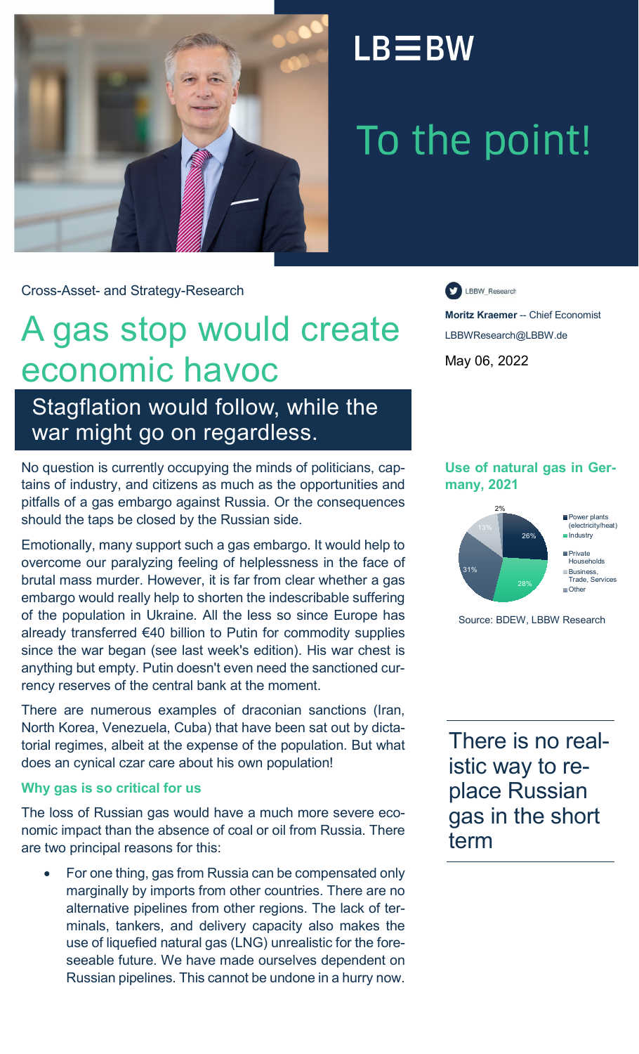LB≡BW

To the point!

Cross-Asset- and Strategy-Research

# A gas stop would create economic havoc

## Stagflation would follow, while the war might go on regardless.

LBBW_Research

**Moritz Kraemer** -- Chief Economist

LBBWResearch@LBBW.de

May 06, 2022

No question is currently occupying the minds of politicians, captains of industry, and citizens as much as the opportunities and pitfalls of a gas embargo against Russia. Or the consequences should the taps be closed by the Russian side.

Emotionally, many support such a gas embargo. It would help to overcome our paralyzing feeling of helplessness in the face of brutal mass murder. However, it is far from clear whether a gas embargo would really help to shorten the indescribable suffering of the population in Ukraine. All the less so since Europe has already transferred €40 billion to Putin for commodity supplies since the war began (see last week's edition). His war chest is anything but empty. Putin doesn't even need the sanctioned currency reserves of the central bank at the moment.

There are numerous examples of draconian sanctions (Iran, North Korea, Venezuela, Cuba) that have been sat out by dictatorial regimes, albeit at the expense of the population. But what does an cynical czar care about his own population!

**Use of natural gas in Germany, 2021**

| Use | Share |
|---|---|
| Power plants (electricity/heat) | 26% |
| Industry | 28% |
| Private Households | 31% |
| Business, Trade, Services | 13% |
| Other | 2% |

Source: BDEW, LBBW Research

### Why gas is so critical for us

The loss of Russian gas would have a much more severe economic impact than the absence of coal or oil from Russia. There are two principal reasons for this:

- For one thing, gas from Russia can be compensated only marginally by imports from other countries. There are no alternative pipelines from other regions. The lack of terminals, tankers, and delivery capacity also makes the use of liquefied natural gas (LNG) unrealistic for the foreseeable future. We have made ourselves dependent on Russian pipelines. This cannot be undone in a hurry now.

> There is no realistic way to replace Russian gas in the short term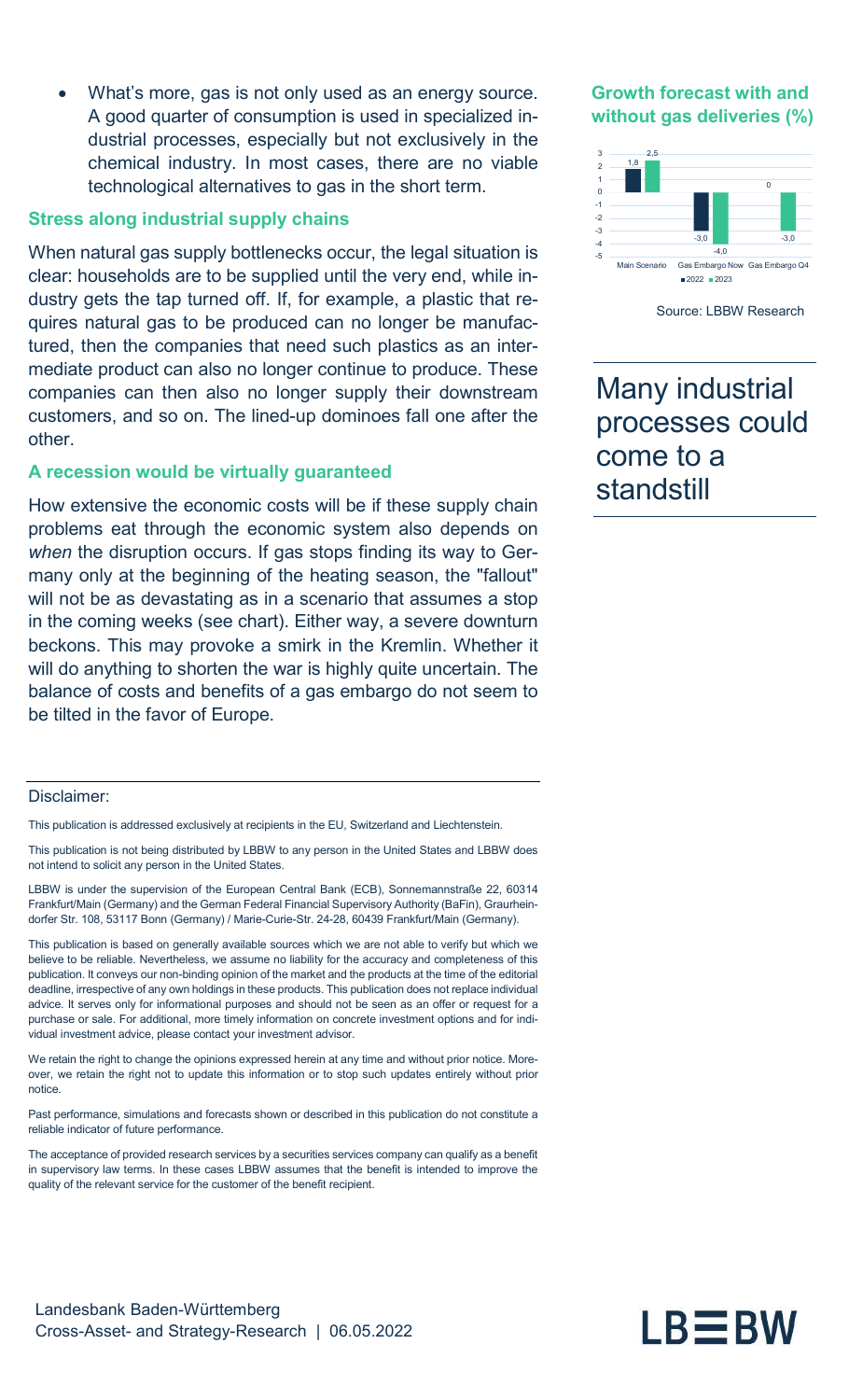- What's more, gas is not only used as an energy source. A good quarter of consumption is used in specialized industrial processes, especially but not exclusively in the chemical industry. In most cases, there are no viable technological alternatives to gas in the short term.

### Stress along industrial supply chains

When natural gas supply bottlenecks occur, the legal situation is clear: households are to be supplied until the very end, while industry gets the tap turned off. If, for example, a plastic that requires natural gas to be produced can no longer be manufactured, then the companies that need such plastics as an intermediate product can also no longer continue to produce. These companies can then also no longer supply their downstream customers, and so on. The lined-up dominoes fall one after the other.

### A recession would be virtually guaranteed

How extensive the economic costs will be if these supply chain problems eat through the economic system also depends on *when* the disruption occurs. If gas stops finding its way to Germany only at the beginning of the heating season, the "fallout" will not be as devastating as in a scenario that assumes a stop in the coming weeks (see chart). Either way, a severe downturn beckons. This may provoke a smirk in the Kremlin. Whether it will do anything to shorten the war is highly quite uncertain. The balance of costs and benefits of a gas embargo do not seem to be tilted in the favor of Europe.

**Growth forecast with and without gas deliveries (%)**

3
2
1
0
-1
-2
-3
-4
-5

1,8
2,5
-3,0
-4,0
0
-3,0

Main Scenario
Gas Embargo Now
Gas Embargo Q4

2022
2023

Source: LBBW Research

## Many industrial processes could come to a standstill

---

Disclaimer:

This publication is addressed exclusively at recipients in the EU, Switzerland and Liechtenstein.

This publication is not being distributed by LBBW to any person in the United States and LBBW does not intend to solicit any person in the United States.

LBBW is under the supervision of the European Central Bank (ECB), Sonnemannstraße 22, 60314 Frankfurt/Main (Germany) and the German Federal Financial Supervisory Authority (BaFin), Graurheindorfer Str. 108, 53117 Bonn (Germany) / Marie-Curie-Str. 24-28, 60439 Frankfurt/Main (Germany).

This publication is based on generally available sources which we are not able to verify but which we believe to be reliable. Nevertheless, we assume no liability for the accuracy and completeness of this publication. It conveys our non-binding opinion of the market and the products at the time of the editorial deadline, irrespective of any own holdings in these products. This publication does not replace individual advice. It serves only for informational purposes and should not be seen as an offer or request for a purchase or sale. For additional, more timely information on concrete investment options and for individual investment advice, please contact your investment advisor.

We retain the right to change the opinions expressed herein at any time and without prior notice. Moreover, we retain the right not to update this information or to stop such updates entirely without prior notice.

Past performance, simulations and forecasts shown or described in this publication do not constitute a reliable indicator of future performance.

The acceptance of provided research services by a securities services company can qualify as a benefit in supervisory law terms. In these cases LBBW assumes that the benefit is intended to improve the quality of the relevant service for the customer of the benefit recipient.